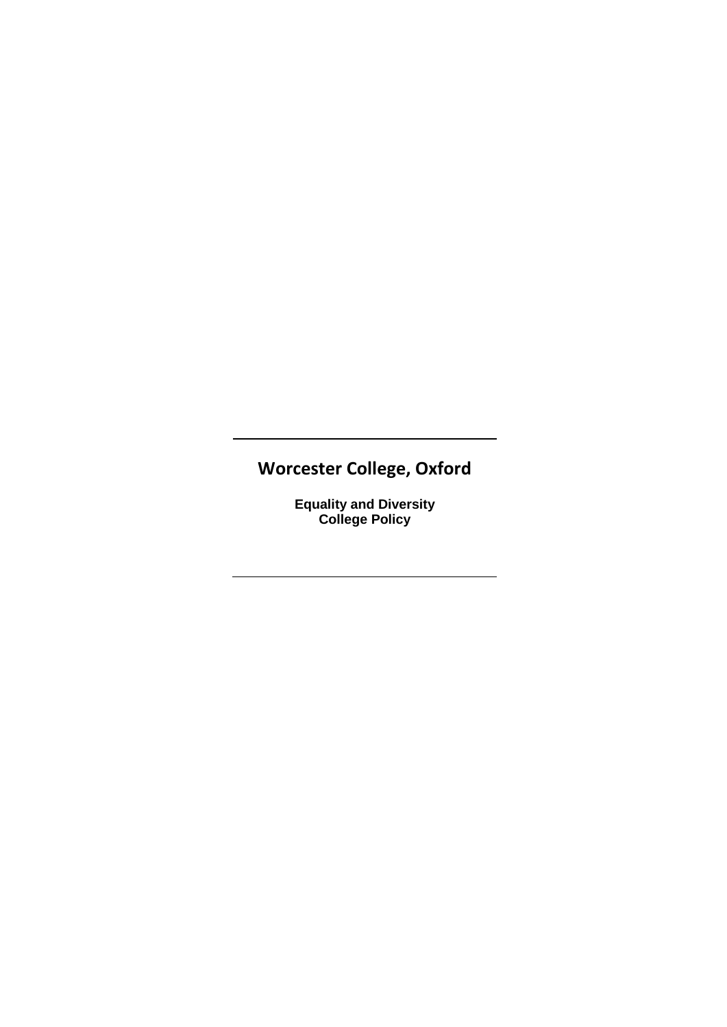---

# Worcester College, Oxford

**Equality and Diversity**
**College Policy**

---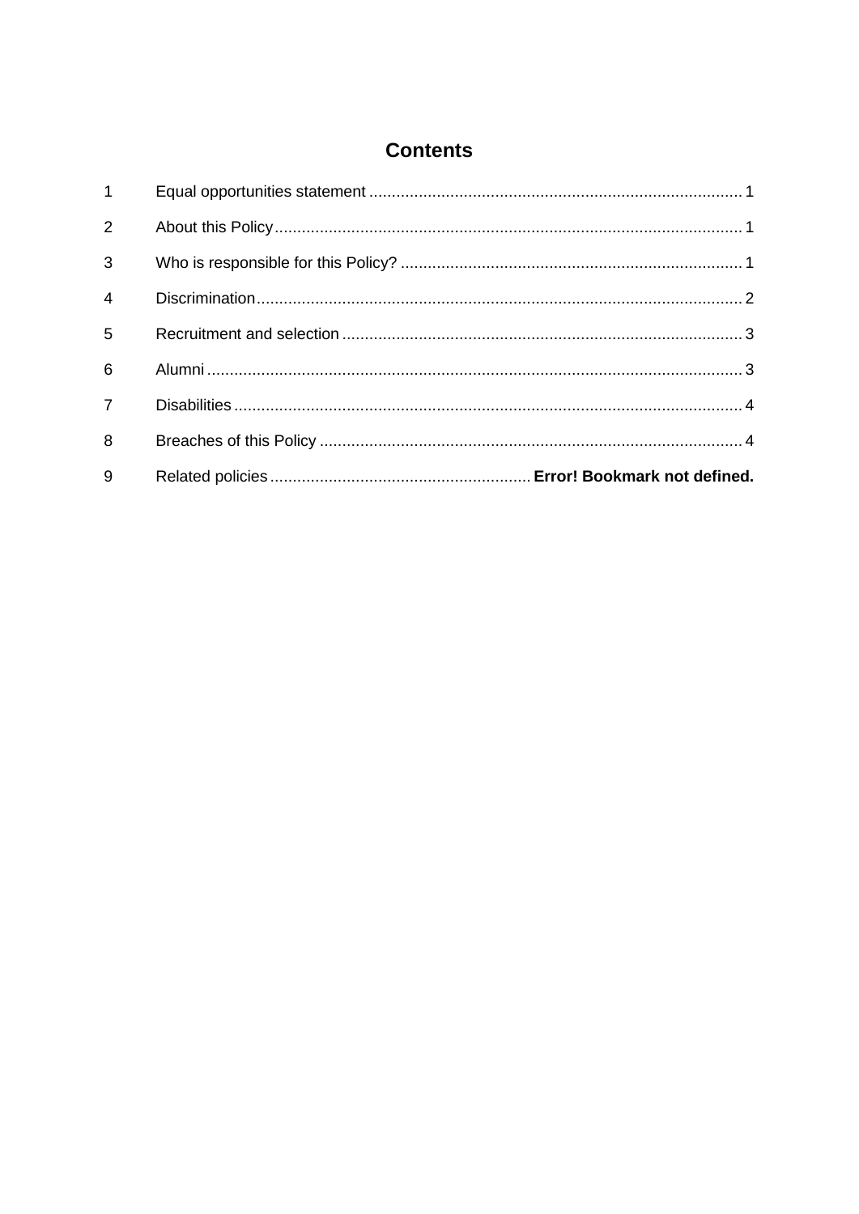# Contents

| | | |
|---|---|---|
| 1 | Equal opportunities statement | 1 |
| 2 | About this Policy | 1 |
| 3 | Who is responsible for this Policy? | 1 |
| 4 | Discrimination | 2 |
| 5 | Recruitment and selection | 3 |
| 6 | Alumni | 3 |
| 7 | Disabilities | 4 |
| 8 | Breaches of this Policy | 4 |
| 9 | Related policies | **Error! Bookmark not defined.** |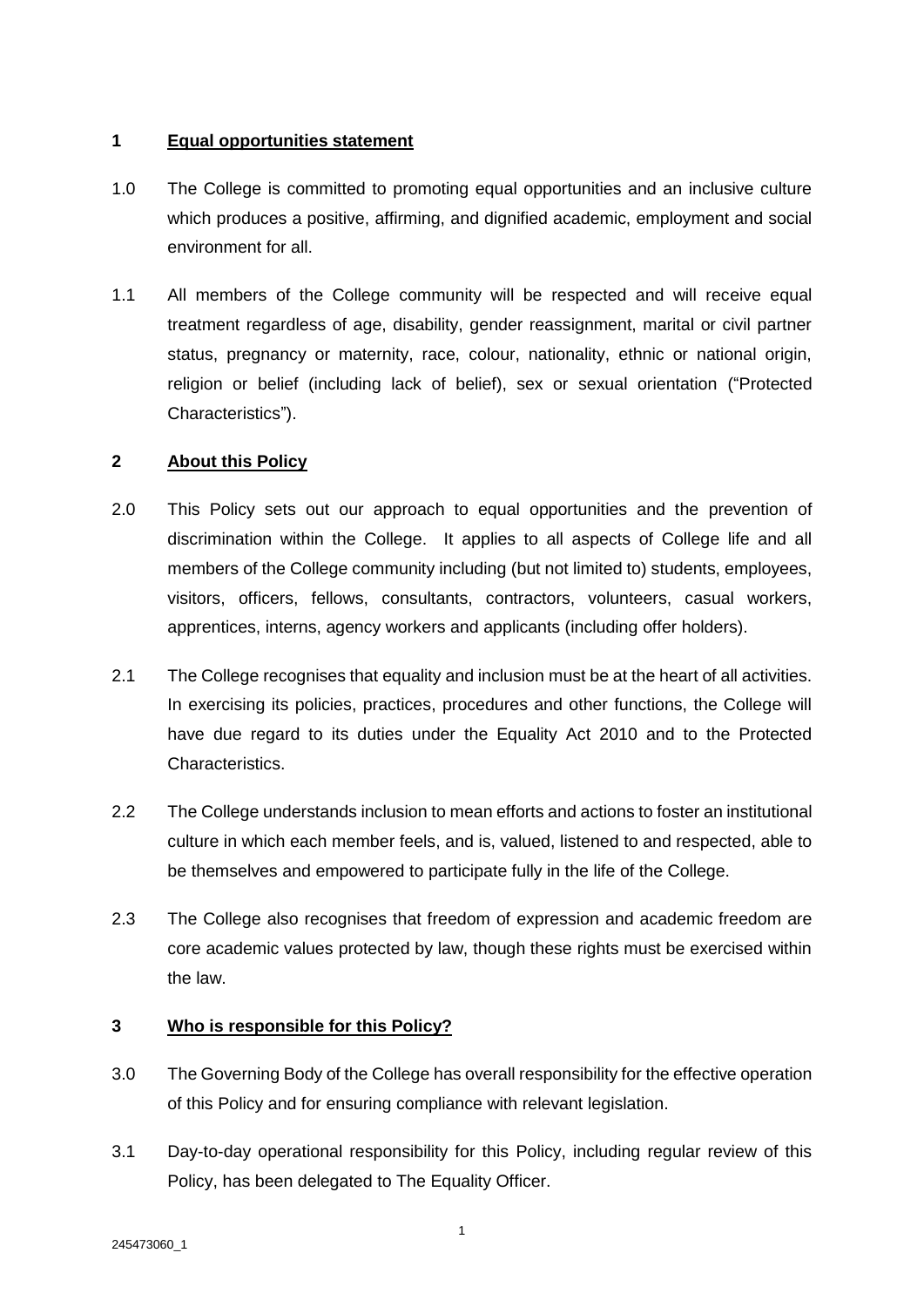## 1 Equal opportunities statement

1.0 The College is committed to promoting equal opportunities and an inclusive culture which produces a positive, affirming, and dignified academic, employment and social environment for all.

1.1 All members of the College community will be respected and will receive equal treatment regardless of age, disability, gender reassignment, marital or civil partner status, pregnancy or maternity, race, colour, nationality, ethnic or national origin, religion or belief (including lack of belief), sex or sexual orientation ("Protected Characteristics").

## 2 About this Policy

2.0 This Policy sets out our approach to equal opportunities and the prevention of discrimination within the College. It applies to all aspects of College life and all members of the College community including (but not limited to) students, employees, visitors, officers, fellows, consultants, contractors, volunteers, casual workers, apprentices, interns, agency workers and applicants (including offer holders).

2.1 The College recognises that equality and inclusion must be at the heart of all activities. In exercising its policies, practices, procedures and other functions, the College will have due regard to its duties under the Equality Act 2010 and to the Protected Characteristics.

2.2 The College understands inclusion to mean efforts and actions to foster an institutional culture in which each member feels, and is, valued, listened to and respected, able to be themselves and empowered to participate fully in the life of the College.

2.3 The College also recognises that freedom of expression and academic freedom are core academic values protected by law, though these rights must be exercised within the law.

## 3 Who is responsible for this Policy?

3.0 The Governing Body of the College has overall responsibility for the effective operation of this Policy and for ensuring compliance with relevant legislation.

3.1 Day-to-day operational responsibility for this Policy, including regular review of this Policy, has been delegated to The Equality Officer.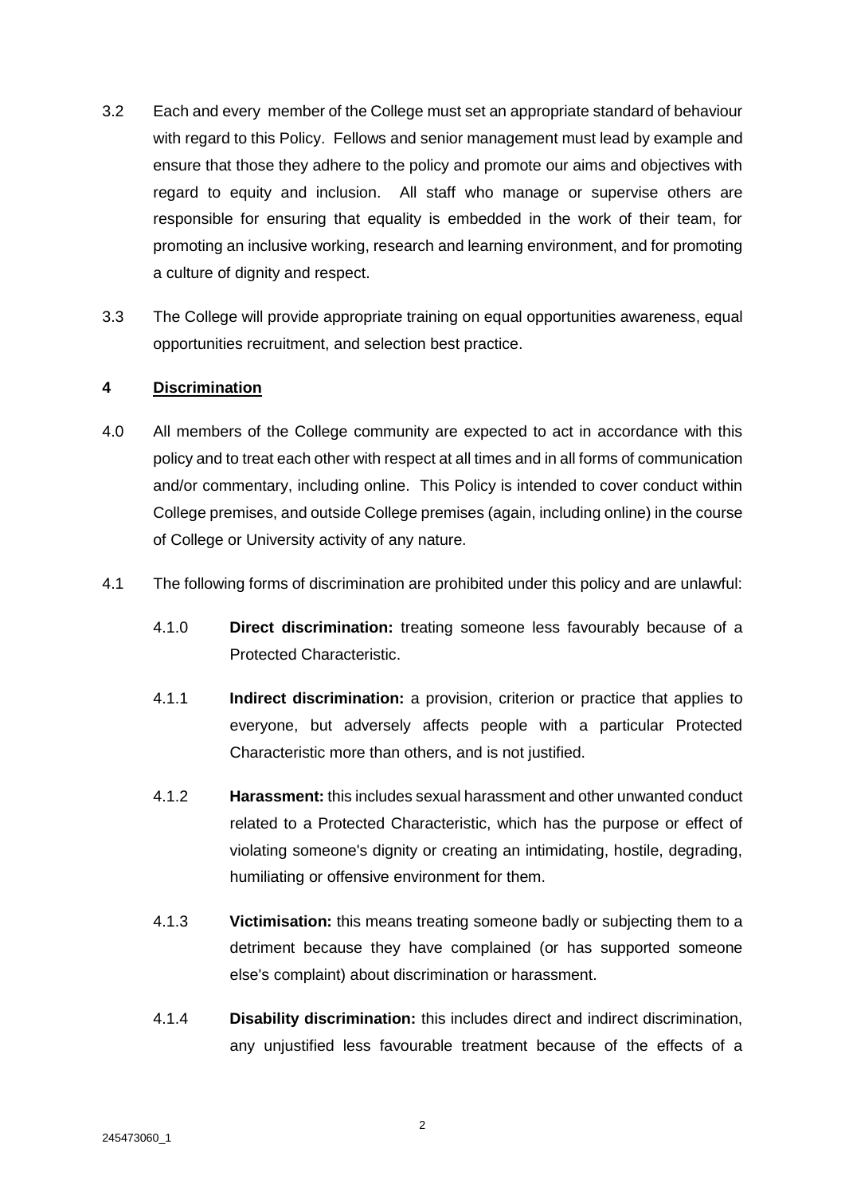3.2 Each and every member of the College must set an appropriate standard of behaviour with regard to this Policy. Fellows and senior management must lead by example and ensure that those they adhere to the policy and promote our aims and objectives with regard to equity and inclusion. All staff who manage or supervise others are responsible for ensuring that equality is embedded in the work of their team, for promoting an inclusive working, research and learning environment, and for promoting a culture of dignity and respect.

3.3 The College will provide appropriate training on equal opportunities awareness, equal opportunities recruitment, and selection best practice.

## 4 Discrimination

4.0 All members of the College community are expected to act in accordance with this policy and to treat each other with respect at all times and in all forms of communication and/or commentary, including online. This Policy is intended to cover conduct within College premises, and outside College premises (again, including online) in the course of College or University activity of any nature.

4.1 The following forms of discrimination are prohibited under this policy and are unlawful:

4.1.0 **Direct discrimination:** treating someone less favourably because of a Protected Characteristic.

4.1.1 **Indirect discrimination:** a provision, criterion or practice that applies to everyone, but adversely affects people with a particular Protected Characteristic more than others, and is not justified.

4.1.2 **Harassment:** this includes sexual harassment and other unwanted conduct related to a Protected Characteristic, which has the purpose or effect of violating someone's dignity or creating an intimidating, hostile, degrading, humiliating or offensive environment for them.

4.1.3 **Victimisation:** this means treating someone badly or subjecting them to a detriment because they have complained (or has supported someone else's complaint) about discrimination or harassment.

4.1.4 **Disability discrimination:** this includes direct and indirect discrimination, any unjustified less favourable treatment because of the effects of a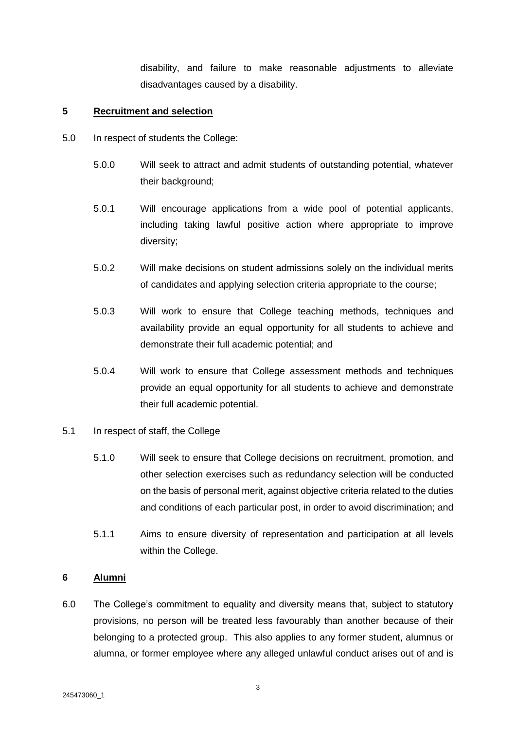disability, and failure to make reasonable adjustments to alleviate disadvantages caused by a disability.

## 5 Recruitment and selection

5.0 In respect of students the College:

5.0.0 Will seek to attract and admit students of outstanding potential, whatever their background;

5.0.1 Will encourage applications from a wide pool of potential applicants, including taking lawful positive action where appropriate to improve diversity;

5.0.2 Will make decisions on student admissions solely on the individual merits of candidates and applying selection criteria appropriate to the course;

5.0.3 Will work to ensure that College teaching methods, techniques and availability provide an equal opportunity for all students to achieve and demonstrate their full academic potential; and

5.0.4 Will work to ensure that College assessment methods and techniques provide an equal opportunity for all students to achieve and demonstrate their full academic potential.

5.1 In respect of staff, the College

5.1.0 Will seek to ensure that College decisions on recruitment, promotion, and other selection exercises such as redundancy selection will be conducted on the basis of personal merit, against objective criteria related to the duties and conditions of each particular post, in order to avoid discrimination; and

5.1.1 Aims to ensure diversity of representation and participation at all levels within the College.

## 6 Alumni

6.0 The College's commitment to equality and diversity means that, subject to statutory provisions, no person will be treated less favourably than another because of their belonging to a protected group. This also applies to any former student, alumnus or alumna, or former employee where any alleged unlawful conduct arises out of and is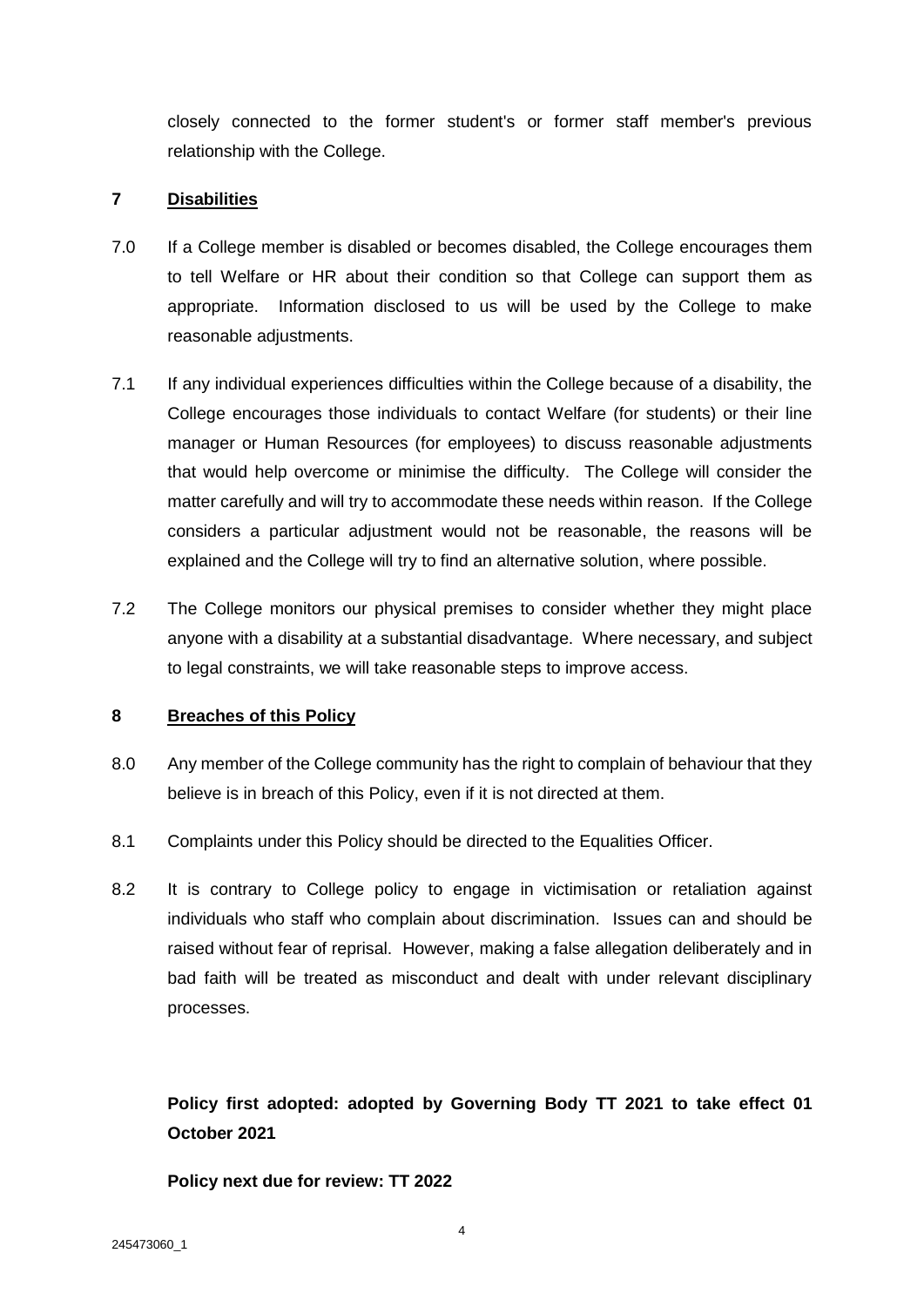closely connected to the former student's or former staff member's previous relationship with the College.

## 7 Disabilities

7.0 If a College member is disabled or becomes disabled, the College encourages them to tell Welfare or HR about their condition so that College can support them as appropriate. Information disclosed to us will be used by the College to make reasonable adjustments.

7.1 If any individual experiences difficulties within the College because of a disability, the College encourages those individuals to contact Welfare (for students) or their line manager or Human Resources (for employees) to discuss reasonable adjustments that would help overcome or minimise the difficulty. The College will consider the matter carefully and will try to accommodate these needs within reason. If the College considers a particular adjustment would not be reasonable, the reasons will be explained and the College will try to find an alternative solution, where possible.

7.2 The College monitors our physical premises to consider whether they might place anyone with a disability at a substantial disadvantage. Where necessary, and subject to legal constraints, we will take reasonable steps to improve access.

## 8 Breaches of this Policy

8.0 Any member of the College community has the right to complain of behaviour that they believe is in breach of this Policy, even if it is not directed at them.

8.1 Complaints under this Policy should be directed to the Equalities Officer.

8.2 It is contrary to College policy to engage in victimisation or retaliation against individuals who staff who complain about discrimination. Issues can and should be raised without fear of reprisal. However, making a false allegation deliberately and in bad faith will be treated as misconduct and dealt with under relevant disciplinary processes.

**Policy first adopted: adopted by Governing Body TT 2021 to take effect 01 October 2021**

**Policy next due for review: TT 2022**

245473060_1